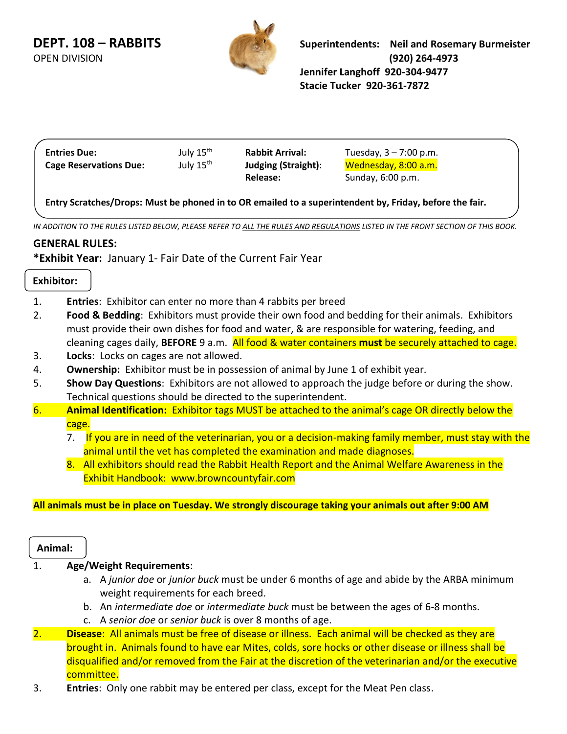# DEPT. 108 – RABBITS

OPEN DIVISION

**Superintendents: Neil and Rosemary Burmeister (920) 264-4973**
**Jennifer Langhoff 920-304-9477**
**Stacie Tucker 920-361-7872**

| | | | |
|---|---|---|---|
| **Entries Due:** | July 15th | **Rabbit Arrival:** | Tuesday, 3 – 7:00 p.m. |
| **Cage Reservations Due:** | July 15th | **Judging (Straight):** | Wednesday, 8:00 a.m. |
| | | **Release:** | Sunday, 6:00 p.m. |

**Entry Scratches/Drops: Must be phoned in to OR emailed to a superintendent by, Friday, before the fair.**

*IN ADDITION TO THE RULES LISTED BELOW, PLEASE REFER TO ALL THE RULES AND REGULATIONS LISTED IN THE FRONT SECTION OF THIS BOOK.*

## GENERAL RULES:

**\*Exhibit Year:** January 1- Fair Date of the Current Fair Year

### Exhibitor:

1. **Entries**: Exhibitor can enter no more than 4 rabbits per breed
2. **Food & Bedding**: Exhibitors must provide their own food and bedding for their animals. Exhibitors must provide their own dishes for food and water, & are responsible for watering, feeding, and cleaning cages daily, **BEFORE** 9 a.m. All food & water containers **must** be securely attached to cage.
3. **Locks**: Locks on cages are not allowed.
4. **Ownership:** Exhibitor must be in possession of animal by June 1 of exhibit year.
5. **Show Day Questions**: Exhibitors are not allowed to approach the judge before or during the show. Technical questions should be directed to the superintendent.
6. **Animal Identification:** Exhibitor tags MUST be attached to the animal's cage OR directly below the cage.
7. If you are in need of the veterinarian, you or a decision-making family member, must stay with the animal until the vet has completed the examination and made diagnoses.
8. All exhibitors should read the Rabbit Health Report and the Animal Welfare Awareness in the Exhibit Handbook: www.browncountyfair.com

**All animals must be in place on Tuesday. We strongly discourage taking your animals out after 9:00 AM**

### Animal:

1. **Age/Weight Requirements**:
   a. A *junior doe* or *junior buck* must be under 6 months of age and abide by the ARBA minimum weight requirements for each breed.
   b. An *intermediate doe* or *intermediate buck* must be between the ages of 6-8 months.
   c. A *senior doe* or *senior buck* is over 8 months of age.
2. **Disease**: All animals must be free of disease or illness. Each animal will be checked as they are brought in. Animals found to have ear Mites, colds, sore hocks or other disease or illness shall be disqualified and/or removed from the Fair at the discretion of the veterinarian and/or the executive committee.
3. **Entries**: Only one rabbit may be entered per class, except for the Meat Pen class.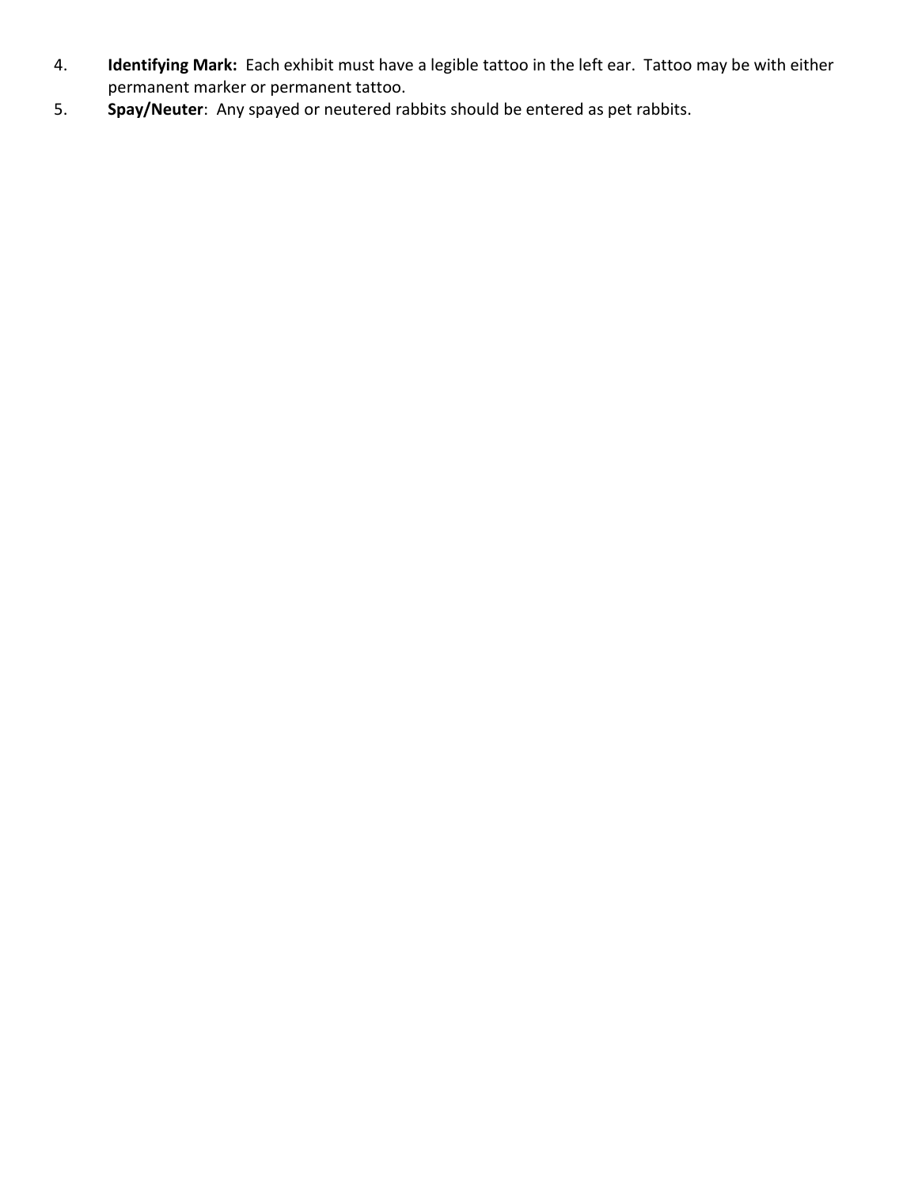4. **Identifying Mark:** Each exhibit must have a legible tattoo in the left ear. Tattoo may be with either permanent marker or permanent tattoo.
5. **Spay/Neuter**: Any spayed or neutered rabbits should be entered as pet rabbits.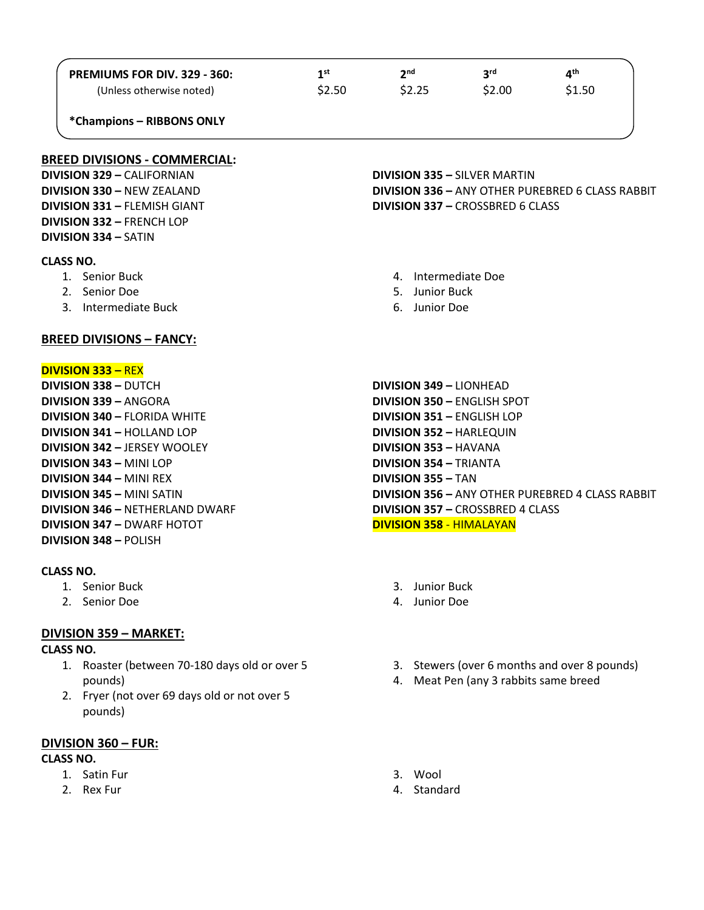| **PREMIUMS FOR DIV. 329 - 360:** | 1st | 2nd | 3rd | 4th |
|---|---|---|---|---|
| (Unless otherwise noted) | $2.50 | $2.25 | $2.00 | $1.50 |

***Champions – RIBBONS ONLY**

## BREED DIVISIONS - COMMERCIAL:

**DIVISION 329 –** CALIFORNIAN
**DIVISION 330 –** NEW ZEALAND
**DIVISION 331 –** FLEMISH GIANT
**DIVISION 332 –** FRENCH LOP
**DIVISION 334 –** SATIN
**DIVISION 335 –** SILVER MARTIN
**DIVISION 336 –** ANY OTHER PUREBRED 6 CLASS RABBIT
**DIVISION 337 –** CROSSBRED 6 CLASS

**CLASS NO.**

1. Senior Buck
2. Senior Doe
3. Intermediate Buck
4. Intermediate Doe
5. Junior Buck
6. Junior Doe

## BREED DIVISIONS – FANCY:

**DIVISION 333 –** REX
**DIVISION 338 –** DUTCH
**DIVISION 339 –** ANGORA
**DIVISION 340 –** FLORIDA WHITE
**DIVISION 341 –** HOLLAND LOP
**DIVISION 342 –** JERSEY WOOLEY
**DIVISION 343 –** MINI LOP
**DIVISION 344 –** MINI REX
**DIVISION 345 –** MINI SATIN
**DIVISION 346 –** NETHERLAND DWARF
**DIVISION 347 –** DWARF HOTOT
**DIVISION 348 –** POLISH
**DIVISION 349 –** LIONHEAD
**DIVISION 350 –** ENGLISH SPOT
**DIVISION 351 –** ENGLISH LOP
**DIVISION 352 –** HARLEQUIN
**DIVISION 353 –** HAVANA
**DIVISION 354 –** TRIANTA
**DIVISION 355 –** TAN
**DIVISION 356 –** ANY OTHER PUREBRED 4 CLASS RABBIT
**DIVISION 357 –** CROSSBRED 4 CLASS
**DIVISION 358** - HIMALAYAN

**CLASS NO.**

1. Senior Buck
2. Senior Doe
3. Junior Buck
4. Junior Doe

## DIVISION 359 – MARKET:

**CLASS NO.**

1. Roaster (between 70-180 days old or over 5 pounds)
2. Fryer (not over 69 days old or not over 5 pounds)
3. Stewers (over 6 months and over 8 pounds)
4. Meat Pen (any 3 rabbits same breed

## DIVISION 360 – FUR:

**CLASS NO.**

1. Satin Fur
2. Rex Fur
3. Wool
4. Standard